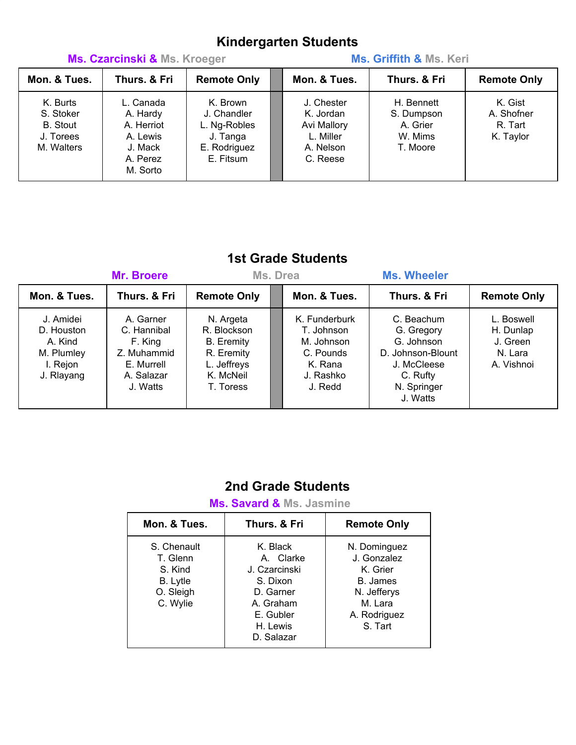# Kindergarten Students

**Ms. Czarcinski & Ms. Kroeger** | **Ms. Griffith & Ms. Keri**

| Mon. & Tues. | Thurs. & Fri | Remote Only | | Mon. & Tues. | Thurs. & Fri | Remote Only |
|---|---|---|---|---|---|---|
| K. Burts<br>S. Stoker<br>B. Stout<br>J. Torees<br>M. Walters | L. Canada<br>A. Hardy<br>A. Herriot<br>A. Lewis<br>J. Mack<br>A. Perez<br>M. Sorto | K. Brown<br>J. Chandler<br>L. Ng-Robles<br>J. Tanga<br>E. Rodriguez<br>E. Fitsum | | J. Chester<br>K. Jordan<br>Avi Mallory<br>L. Miller<br>A. Nelson<br>C. Reese | H. Bennett<br>S. Dumpson<br>A. Grier<br>W. Mims<br>T. Moore | K. Gist<br>A. Shofner<br>R. Tart<br>K. Taylor |

# 1st Grade Students

**Mr. Broere** | **Ms. Drea** | **Ms. Wheeler**

| Mon. & Tues. | Thurs. & Fri | Remote Only | | Mon. & Tues. | Thurs. & Fri | Remote Only |
|---|---|---|---|---|---|---|
| J. Amidei<br>D. Houston<br>A. Kind<br>M. Plumley<br>I. Rejon<br>J. Rlayang | A. Garner<br>C. Hannibal<br>F. King<br>Z. Muhammid<br>E. Murrell<br>A. Salazar<br>J. Watts | N. Argeta<br>R. Blockson<br>B. Eremity<br>R. Eremity<br>L. Jeffreys<br>K. McNeil<br>T. Toress | | K. Funderburk<br>T. Johnson<br>M. Johnson<br>C. Pounds<br>K. Rana<br>J. Rashko<br>J. Redd | C. Beachum<br>G. Gregory<br>G. Johnson<br>D. Johnson-Blount<br>J. McCleese<br>C. Rufty<br>N. Springer<br>J. Watts | L. Boswell<br>H. Dunlap<br>J. Green<br>N. Lara<br>A. Vishnoi |

# 2nd Grade Students

**Ms. Savard & Ms. Jasmine**

| Mon. & Tues. | Thurs. & Fri | Remote Only |
|---|---|---|
| S. Chenault<br>T. Glenn<br>S. Kind<br>B. Lytle<br>O. Sleigh<br>C. Wylie | K. Black<br>A. Clarke<br>J. Czarcinski<br>S. Dixon<br>D. Garner<br>A. Graham<br>E. Gubler<br>H. Lewis<br>D. Salazar | N. Dominguez<br>J. Gonzalez<br>K. Grier<br>B. James<br>N. Jefferys<br>M. Lara<br>A. Rodriguez<br>S. Tart |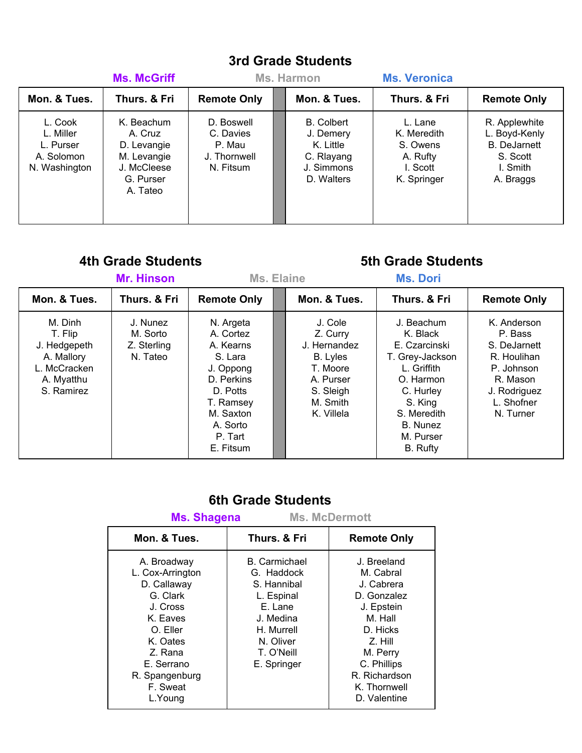## 3rd Grade Students

**Ms. McGriff** | **Ms. Harmon** | **Ms. Veronica**

| Mon. & Tues. | Thurs. & Fri | Remote Only | Mon. & Tues. | Thurs. & Fri | Remote Only |
|---|---|---|---|---|---|
| L. Cook<br>L. Miller<br>L. Purser<br>A. Solomon<br>N. Washington | K. Beachum<br>A. Cruz<br>D. Levangie<br>M. Levangie<br>J. McCleese<br>G. Purser<br>A. Tateo | D. Boswell<br>C. Davies<br>P. Mau<br>J. Thornwell<br>N. Fitsum | B. Colbert<br>J. Demery<br>K. Little<br>C. Rlayang<br>J. Simmons<br>D. Walters | L. Lane<br>K. Meredith<br>S. Owens<br>A. Rufty<br>I. Scott<br>K. Springer | R. Applewhite<br>L. Boyd-Kenly<br>B. DeJarnett<br>S. Scott<br>I. Smith<br>A. Braggs |

## 4th Grade Students

## 5th Grade Students

**Mr. Hinson** | **Ms. Elaine** | **Ms. Dori**

| Mon. & Tues. | Thurs. & Fri | Remote Only | Mon. & Tues. | Thurs. & Fri | Remote Only |
|---|---|---|---|---|---|
| M. Dinh<br>T. Flip<br>J. Hedgepeth<br>A. Mallory<br>L. McCracken<br>A. Myatthu<br>S. Ramirez | J. Nunez<br>M. Sorto<br>Z. Sterling<br>N. Tateo | N. Argeta<br>A. Cortez<br>A. Kearns<br>S. Lara<br>J. Oppong<br>D. Perkins<br>D. Potts<br>T. Ramsey<br>M. Saxton<br>A. Sorto<br>P. Tart<br>E. Fitsum | J. Cole<br>Z. Curry<br>J. Hernandez<br>B. Lyles<br>T. Moore<br>A. Purser<br>S. Sleigh<br>M. Smith<br>K. Villela | J. Beachum<br>K. Black<br>E. Czarcinski<br>T. Grey-Jackson<br>L. Griffith<br>O. Harmon<br>C. Hurley<br>S. King<br>S. Meredith<br>B. Nunez<br>M. Purser<br>B. Rufty | K. Anderson<br>P. Bass<br>S. DeJarnett<br>R. Houlihan<br>P. Johnson<br>R. Mason<br>J. Rodriguez<br>L. Shofner<br>N. Turner |

## 6th Grade Students

**Ms. Shagena** | **Ms. McDermott**

| Mon. & Tues. | Thurs. & Fri | Remote Only |
|---|---|---|
| A. Broadway<br>L. Cox-Arrington<br>D. Callaway<br>G. Clark<br>J. Cross<br>K. Eaves<br>O. Eller<br>K. Oates<br>Z. Rana<br>E. Serrano<br>R. Spangenburg<br>F. Sweat<br>L.Young | B. Carmichael<br>G. Haddock<br>S. Hannibal<br>L. Espinal<br>E. Lane<br>J. Medina<br>H. Murrell<br>N. Oliver<br>T. O'Neill<br>E. Springer | J. Breeland<br>M. Cabral<br>J. Cabrera<br>D. Gonzalez<br>J. Epstein<br>M. Hall<br>D. Hicks<br>Z. Hill<br>M. Perry<br>C. Phillips<br>R. Richardson<br>K. Thornwell<br>D. Valentine |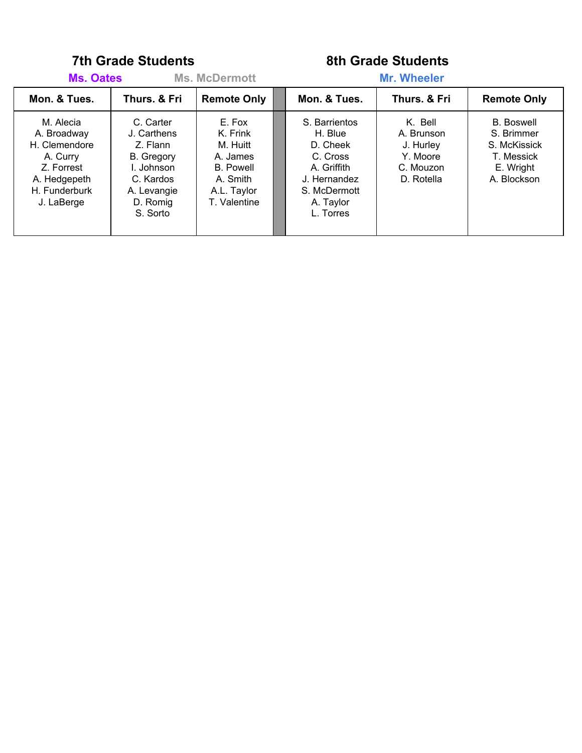| 7th Grade Students | | | | 8th Grade Students | | |
|---|---|---|---|---|---|---|
| Ms. Oates | Ms. McDermott | | | Mr. Wheeler | | |
| **Mon. & Tues.** | **Thurs. & Fri** | **Remote Only** | | **Mon. & Tues.** | **Thurs. & Fri** | **Remote Only** |
| M. Alecia | C. Carter | E. Fox | | S. Barrientos | K. Bell | B. Boswell |
| A. Broadway | J. Carthens | K. Frink | | H. Blue | A. Brunson | S. Brimmer |
| H. Clemendore | Z. Flann | M. Huitt | | D. Cheek | J. Hurley | S. McKissick |
| A. Curry | B. Gregory | A. James | | C. Cross | Y. Moore | T. Messick |
| Z. Forrest | I. Johnson | B. Powell | | A. Griffith | C. Mouzon | E. Wright |
| A. Hedgepeth | C. Kardos | A. Smith | | J. Hernandez | D. Rotella | A. Blockson |
| H. Funderburk | A. Levangie | A.L. Taylor | | S. McDermott | | |
| J. LaBerge | D. Romig | T. Valentine | | A. Taylor | | |
| | S. Sorto | | | L. Torres | | |